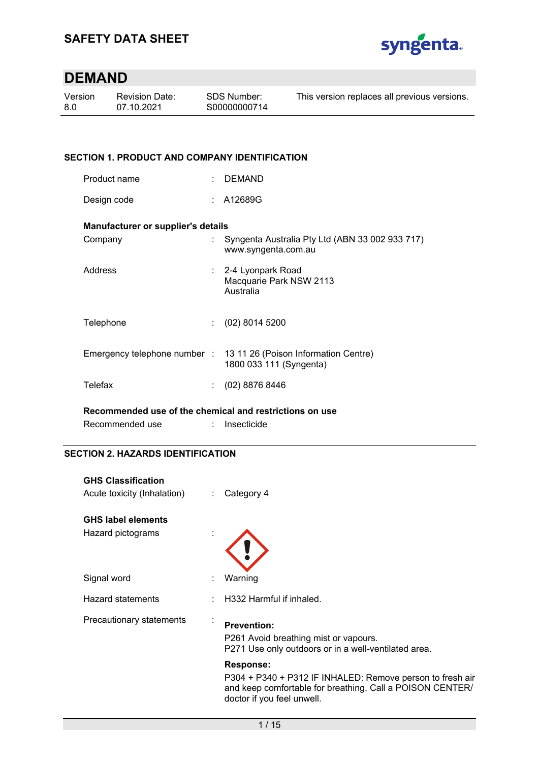# SAFETY DATA SHEET

## DEMAND

| Version | Revision Date: | SDS Number: | This version replaces all previous versions. |
|---|---|---|---|
| 8.0 | 07.10.2021 | S00000000714 | |

### SECTION 1. PRODUCT AND COMPANY IDENTIFICATION

Product name : DEMAND

Design code : A12689G

**Manufacturer or supplier's details**

Company : Syngenta Australia Pty Ltd (ABN 33 002 933 717)
www.syngenta.com.au

Address : 2-4 Lyonpark Road
Macquarie Park NSW 2113
Australia

Telephone : (02) 8014 5200

Emergency telephone number : 13 11 26 (Poison Information Centre)
1800 033 111 (Syngenta)

Telefax : (02) 8876 8446

**Recommended use of the chemical and restrictions on use**

Recommended use : Insecticide

### SECTION 2. HAZARDS IDENTIFICATION

**GHS Classification**

Acute toxicity (Inhalation) : Category 4

**GHS label elements**

Hazard pictograms :

Signal word : Warning

Hazard statements : H332 Harmful if inhaled.

Precautionary statements :

**Prevention:**

P261 Avoid breathing mist or vapours.
P271 Use only outdoors or in a well-ventilated area.

**Response:**

P304 + P340 + P312 IF INHALED: Remove person to fresh air and keep comfortable for breathing. Call a POISON CENTER/ doctor if you feel unwell.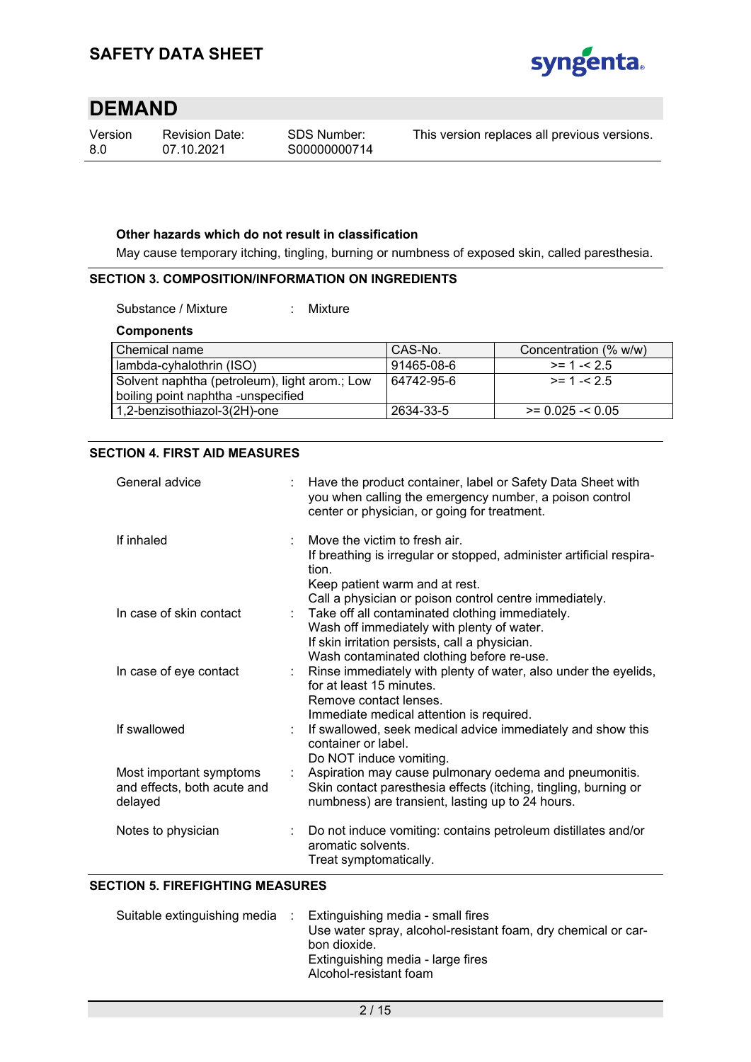**Other hazards which do not result in classification**

May cause temporary itching, tingling, burning or numbness of exposed skin, called paresthesia.

## SECTION 3. COMPOSITION/INFORMATION ON INGREDIENTS

Substance / Mixture : Mixture

**Components**

| Chemical name | CAS-No. | Concentration (% w/w) |
|---|---|---|
| lambda-cyhalothrin (ISO) | 91465-08-6 | >= 1 -< 2.5 |
| Solvent naphtha (petroleum), light arom.; Low boiling point naphtha -unspecified | 64742-95-6 | >= 1 -< 2.5 |
| 1,2-benzisothiazol-3(2H)-one | 2634-33-5 | >= 0.025 -< 0.05 |

## SECTION 4. FIRST AID MEASURES

General advice : Have the product container, label or Safety Data Sheet with you when calling the emergency number, a poison control center or physician, or going for treatment.

If inhaled : Move the victim to fresh air.
If breathing is irregular or stopped, administer artificial respiration.
Keep patient warm and at rest.
Call a physician or poison control centre immediately.

In case of skin contact : Take off all contaminated clothing immediately.
Wash off immediately with plenty of water.
If skin irritation persists, call a physician.
Wash contaminated clothing before re-use.

In case of eye contact : Rinse immediately with plenty of water, also under the eyelids, for at least 15 minutes.
Remove contact lenses.
Immediate medical attention is required.

If swallowed : If swallowed, seek medical advice immediately and show this container or label.
Do NOT induce vomiting.

Most important symptoms and effects, both acute and delayed : Aspiration may cause pulmonary oedema and pneumonitis.
Skin contact paresthesia effects (itching, tingling, burning or numbness) are transient, lasting up to 24 hours.

Notes to physician : Do not induce vomiting: contains petroleum distillates and/or aromatic solvents.
Treat symptomatically.

## SECTION 5. FIREFIGHTING MEASURES

Suitable extinguishing media : Extinguishing media - small fires
Use water spray, alcohol-resistant foam, dry chemical or carbon dioxide.
Extinguishing media - large fires
Alcohol-resistant foam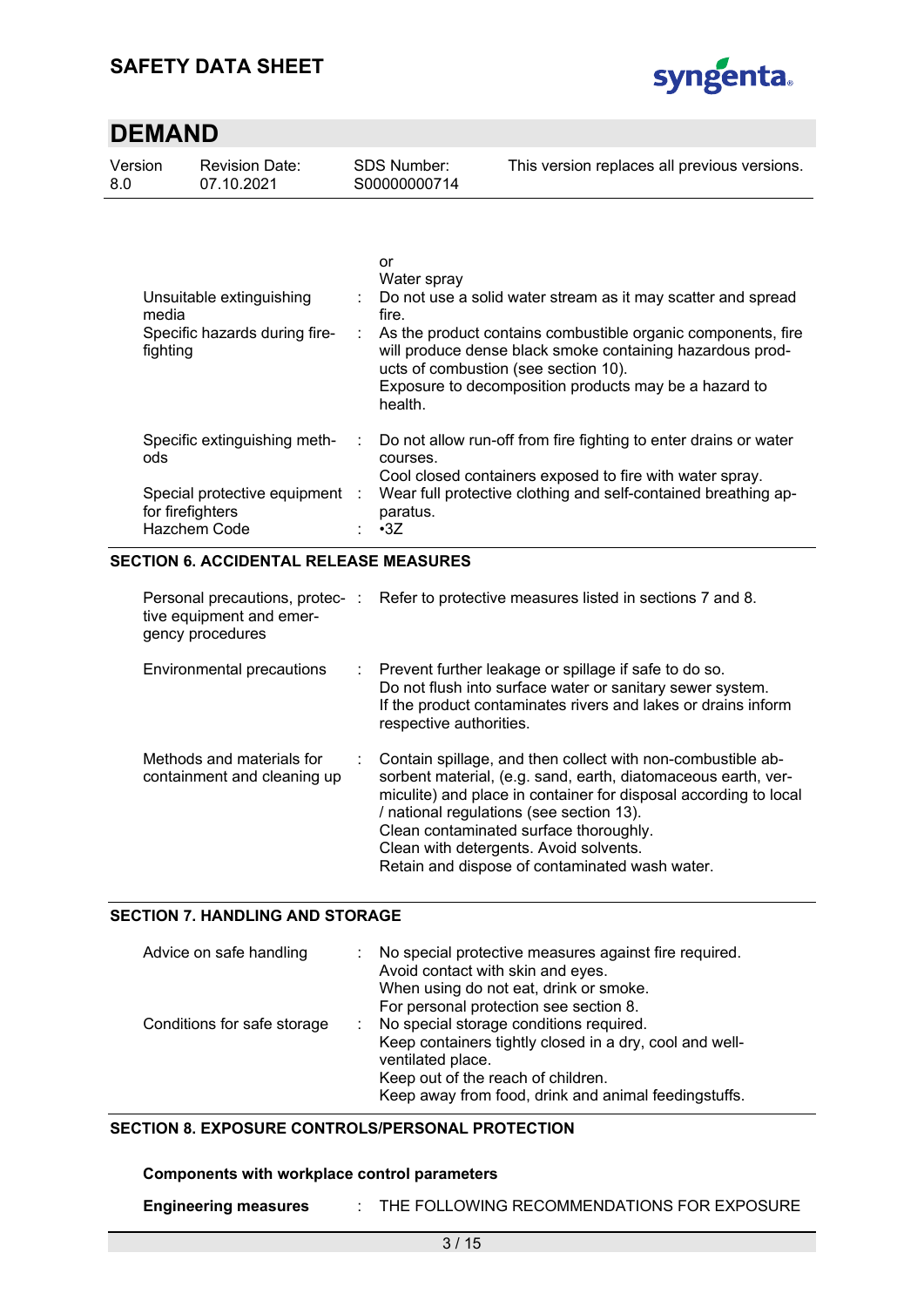| | | |
|---|---|---|
| | | or<br>Water spray |
| Unsuitable extinguishing media | : | Do not use a solid water stream as it may scatter and spread fire. |
| Specific hazards during fire-fighting | : | As the product contains combustible organic components, fire will produce dense black smoke containing hazardous products of combustion (see section 10).<br>Exposure to decomposition products may be a hazard to health. |
| Specific extinguishing methods | : | Do not allow run-off from fire fighting to enter drains or water courses.<br>Cool closed containers exposed to fire with water spray. |
| Special protective equipment for firefighters | : | Wear full protective clothing and self-contained breathing apparatus. |
| Hazchem Code | : | •3Z |

## SECTION 6. ACCIDENTAL RELEASE MEASURES

| | | |
|---|---|---|
| Personal precautions, protective equipment and emergency procedures | : | Refer to protective measures listed in sections 7 and 8. |
| Environmental precautions | : | Prevent further leakage or spillage if safe to do so.<br>Do not flush into surface water or sanitary sewer system.<br>If the product contaminates rivers and lakes or drains inform respective authorities. |
| Methods and materials for containment and cleaning up | : | Contain spillage, and then collect with non-combustible absorbent material, (e.g. sand, earth, diatomaceous earth, vermiculite) and place in container for disposal according to local / national regulations (see section 13).<br>Clean contaminated surface thoroughly.<br>Clean with detergents. Avoid solvents.<br>Retain and dispose of contaminated wash water. |

## SECTION 7. HANDLING AND STORAGE

| | | |
|---|---|---|
| Advice on safe handling | : | No special protective measures against fire required.<br>Avoid contact with skin and eyes.<br>When using do not eat, drink or smoke.<br>For personal protection see section 8. |
| Conditions for safe storage | : | No special storage conditions required.<br>Keep containers tightly closed in a dry, cool and well-ventilated place.<br>Keep out of the reach of children.<br>Keep away from food, drink and animal feedingstuffs. |

## SECTION 8. EXPOSURE CONTROLS/PERSONAL PROTECTION

**Components with workplace control parameters**

**Engineering measures** : THE FOLLOWING RECOMMENDATIONS FOR EXPOSURE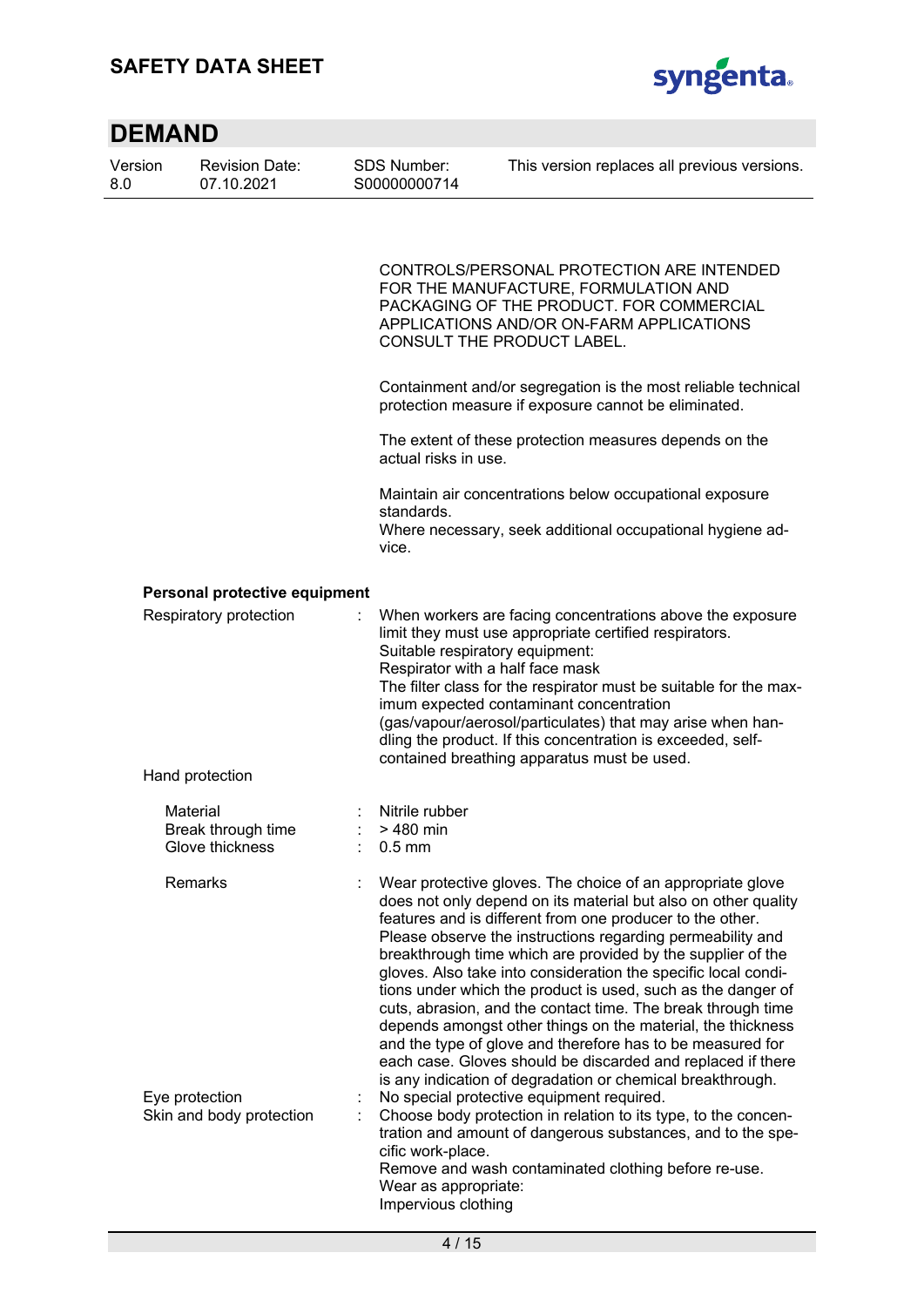CONTROLS/PERSONAL PROTECTION ARE INTENDED FOR THE MANUFACTURE, FORMULATION AND PACKAGING OF THE PRODUCT. FOR COMMERCIAL APPLICATIONS AND/OR ON-FARM APPLICATIONS CONSULT THE PRODUCT LABEL.

Containment and/or segregation is the most reliable technical protection measure if exposure cannot be eliminated.

The extent of these protection measures depends on the actual risks in use.

Maintain air concentrations below occupational exposure standards.
Where necessary, seek additional occupational hygiene advice.

**Personal protective equipment**

Respiratory protection : When workers are facing concentrations above the exposure limit they must use appropriate certified respirators.
Suitable respiratory equipment:
Respirator with a half face mask
The filter class for the respirator must be suitable for the maximum expected contaminant concentration (gas/vapour/aerosol/particulates) that may arise when handling the product. If this concentration is exceeded, self-contained breathing apparatus must be used.

Hand protection

Material : Nitrile rubber
Break through time : > 480 min
Glove thickness : 0.5 mm

Remarks : Wear protective gloves. The choice of an appropriate glove does not only depend on its material but also on other quality features and is different from one producer to the other. Please observe the instructions regarding permeability and breakthrough time which are provided by the supplier of the gloves. Also take into consideration the specific local conditions under which the product is used, such as the danger of cuts, abrasion, and the contact time. The break through time depends amongst other things on the material, the thickness and the type of glove and therefore has to be measured for each case. Gloves should be discarded and replaced if there is any indication of degradation or chemical breakthrough.

Eye protection : No special protective equipment required.

Skin and body protection : Choose body protection in relation to its type, to the concentration and amount of dangerous substances, and to the specific work-place.
Remove and wash contaminated clothing before re-use.
Wear as appropriate:
Impervious clothing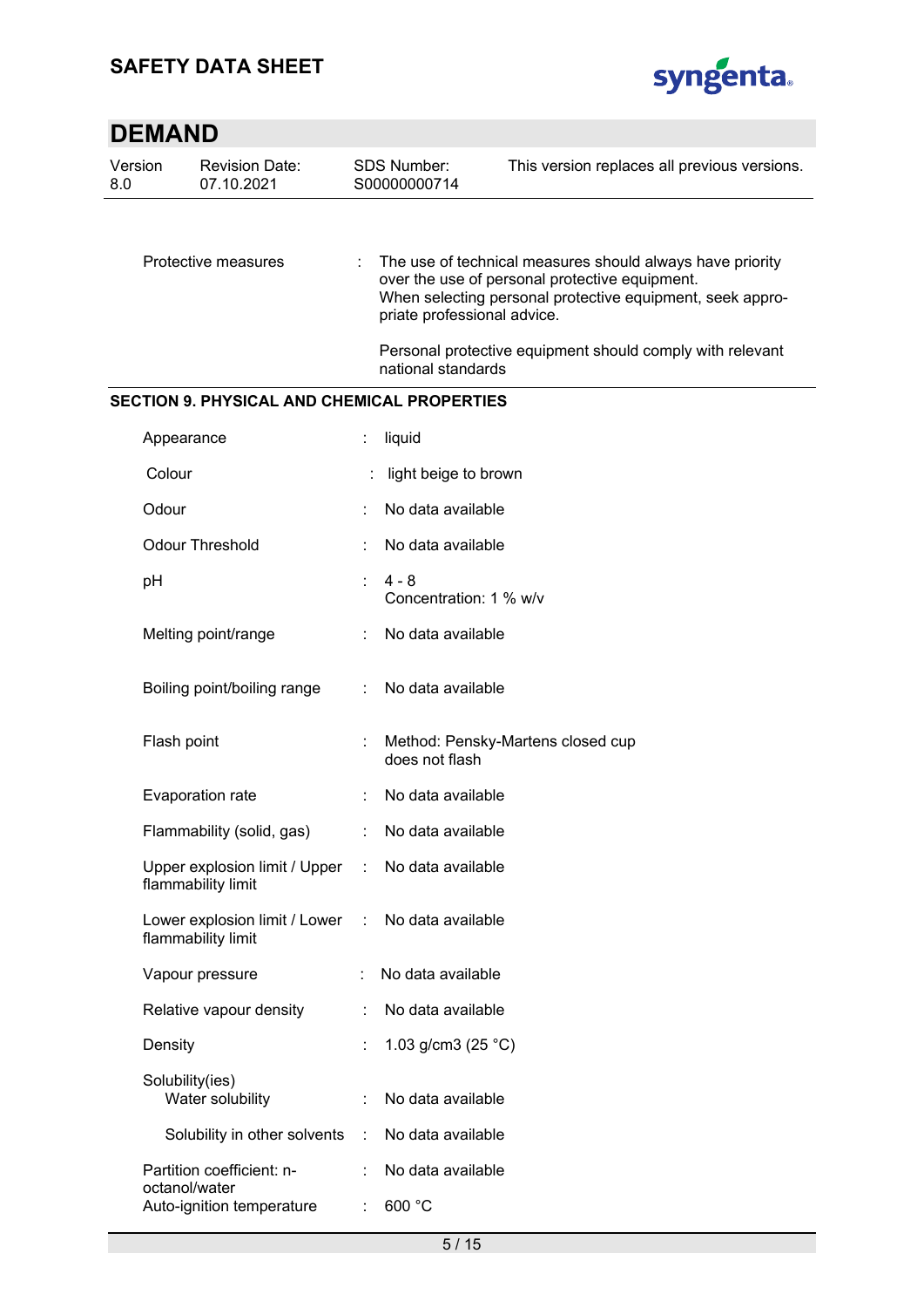| | | |
|---|---|---|
| Protective measures | : | The use of technical measures should always have priority over the use of personal protective equipment. When selecting personal protective equipment, seek appropriate professional advice.<br><br>Personal protective equipment should comply with relevant national standards |

## SECTION 9. PHYSICAL AND CHEMICAL PROPERTIES

| | | |
|---|---|---|
| Appearance | : | liquid |
| Colour | : | light beige to brown |
| Odour | : | No data available |
| Odour Threshold | : | No data available |
| pH | : | 4 - 8<br>Concentration: 1 % w/v |
| Melting point/range | : | No data available |
| Boiling point/boiling range | : | No data available |
| Flash point | : | Method: Pensky-Martens closed cup<br>does not flash |
| Evaporation rate | : | No data available |
| Flammability (solid, gas) | : | No data available |
| Upper explosion limit / Upper flammability limit | : | No data available |
| Lower explosion limit / Lower flammability limit | : | No data available |
| Vapour pressure | : | No data available |
| Relative vapour density | : | No data available |
| Density | : | 1.03 g/cm3 (25 °C) |
| Solubility(ies)<br>Water solubility | : | No data available |
| Solubility in other solvents | : | No data available |
| Partition coefficient: n-octanol/water | : | No data available |
| Auto-ignition temperature | : | 600 °C |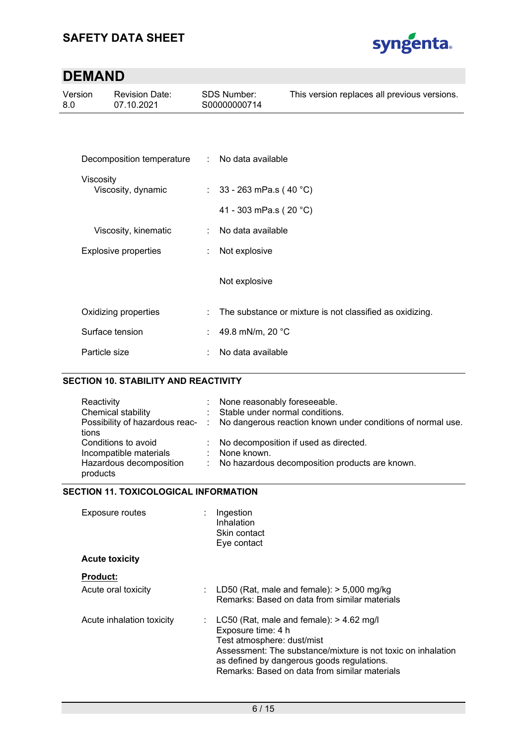| | | |
|---|---|---|
| Decomposition temperature | : | No data available |
| Viscosity | | |
| Viscosity, dynamic | : | 33 - 263 mPa.s ( 40 °C) |
| | | 41 - 303 mPa.s ( 20 °C) |
| Viscosity, kinematic | : | No data available |
| Explosive properties | : | Not explosive |
| | | Not explosive |
| Oxidizing properties | : | The substance or mixture is not classified as oxidizing. |
| Surface tension | : | 49.8 mN/m, 20 °C |
| Particle size | : | No data available |

## SECTION 10. STABILITY AND REACTIVITY

| | | |
|---|---|---|
| Reactivity | : | None reasonably foreseeable. |
| Chemical stability | : | Stable under normal conditions. |
| Possibility of hazardous reactions | : | No dangerous reaction known under conditions of normal use. |
| Conditions to avoid | : | No decomposition if used as directed. |
| Incompatible materials | : | None known. |
| Hazardous decomposition products | : | No hazardous decomposition products are known. |

## SECTION 11. TOXICOLOGICAL INFORMATION

Exposure routes : Ingestion
Inhalation
Skin contact
Eye contact

**Acute toxicity**

**Product:**

Acute oral toxicity : LD50 (Rat, male and female): > 5,000 mg/kg
Remarks: Based on data from similar materials

Acute inhalation toxicity : LC50 (Rat, male and female): > 4.62 mg/l
Exposure time: 4 h
Test atmosphere: dust/mist
Assessment: The substance/mixture is not toxic on inhalation as defined by dangerous goods regulations.
Remarks: Based on data from similar materials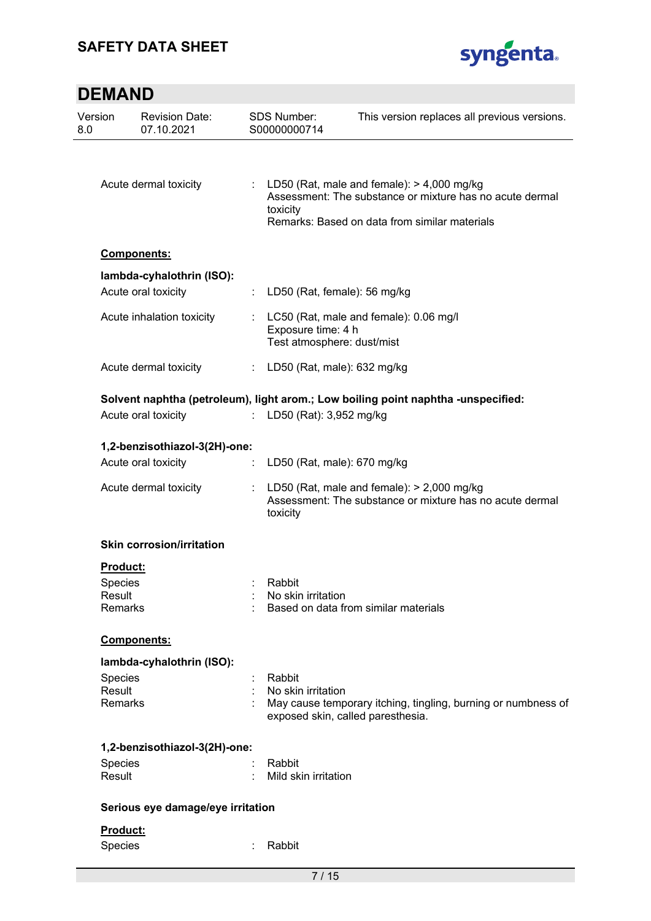Acute dermal toxicity : LD50 (Rat, male and female): > 4,000 mg/kg
Assessment: The substance or mixture has no acute dermal toxicity
Remarks: Based on data from similar materials

**Components:**

**lambda-cyhalothrin (ISO):**

Acute oral toxicity : LD50 (Rat, female): 56 mg/kg

Acute inhalation toxicity : LC50 (Rat, male and female): 0.06 mg/l
Exposure time: 4 h
Test atmosphere: dust/mist

Acute dermal toxicity : LD50 (Rat, male): 632 mg/kg

**Solvent naphtha (petroleum), light arom.; Low boiling point naphtha -unspecified:**

Acute oral toxicity : LD50 (Rat): 3,952 mg/kg

**1,2-benzisothiazol-3(2H)-one:**

Acute oral toxicity : LD50 (Rat, male): 670 mg/kg

Acute dermal toxicity : LD50 (Rat, male and female): > 2,000 mg/kg
Assessment: The substance or mixture has no acute dermal toxicity

### Skin corrosion/irritation

**Product:**

Species : Rabbit
Result : No skin irritation
Remarks : Based on data from similar materials

**Components:**

**lambda-cyhalothrin (ISO):**

Species : Rabbit
Result : No skin irritation
Remarks : May cause temporary itching, tingling, burning or numbness of exposed skin, called paresthesia.

**1,2-benzisothiazol-3(2H)-one:**

Species : Rabbit
Result : Mild skin irritation

### Serious eye damage/eye irritation

**Product:**

Species : Rabbit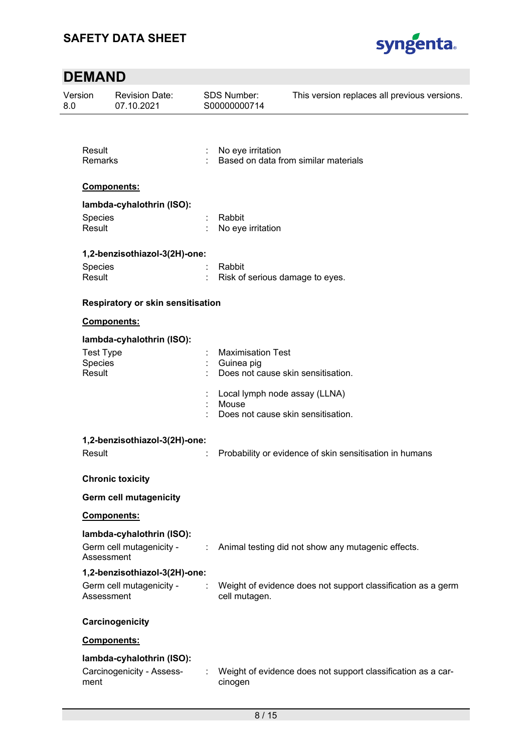| | | |
|---|---|---|
| Result | : | No eye irritation |
| Remarks | : | Based on data from similar materials |

**Components:**

**lambda-cyhalothrin (ISO):**

| | | |
|---|---|---|
| Species | : | Rabbit |
| Result | : | No eye irritation |

**1,2-benzisothiazol-3(2H)-one:**

| | | |
|---|---|---|
| Species | : | Rabbit |
| Result | : | Risk of serious damage to eyes. |

**Respiratory or skin sensitisation**

**Components:**

**lambda-cyhalothrin (ISO):**

| | | |
|---|---|---|
| Test Type | : | Maximisation Test |
| Species | : | Guinea pig |
| Result | : | Does not cause skin sensitisation. |
| | : | Local lymph node assay (LLNA) |
| | : | Mouse |
| | : | Does not cause skin sensitisation. |

**1,2-benzisothiazol-3(2H)-one:**

| | | |
|---|---|---|
| Result | : | Probability or evidence of skin sensitisation in humans |

**Chronic toxicity**

**Germ cell mutagenicity**

**Components:**

**lambda-cyhalothrin (ISO):**

| | | |
|---|---|---|
| Germ cell mutagenicity - Assessment | : | Animal testing did not show any mutagenic effects. |

**1,2-benzisothiazol-3(2H)-one:**

| | | |
|---|---|---|
| Germ cell mutagenicity - Assessment | : | Weight of evidence does not support classification as a germ cell mutagen. |

**Carcinogenicity**

**Components:**

**lambda-cyhalothrin (ISO):**

| | | |
|---|---|---|
| Carcinogenicity - Assessment | : | Weight of evidence does not support classification as a carcinogen |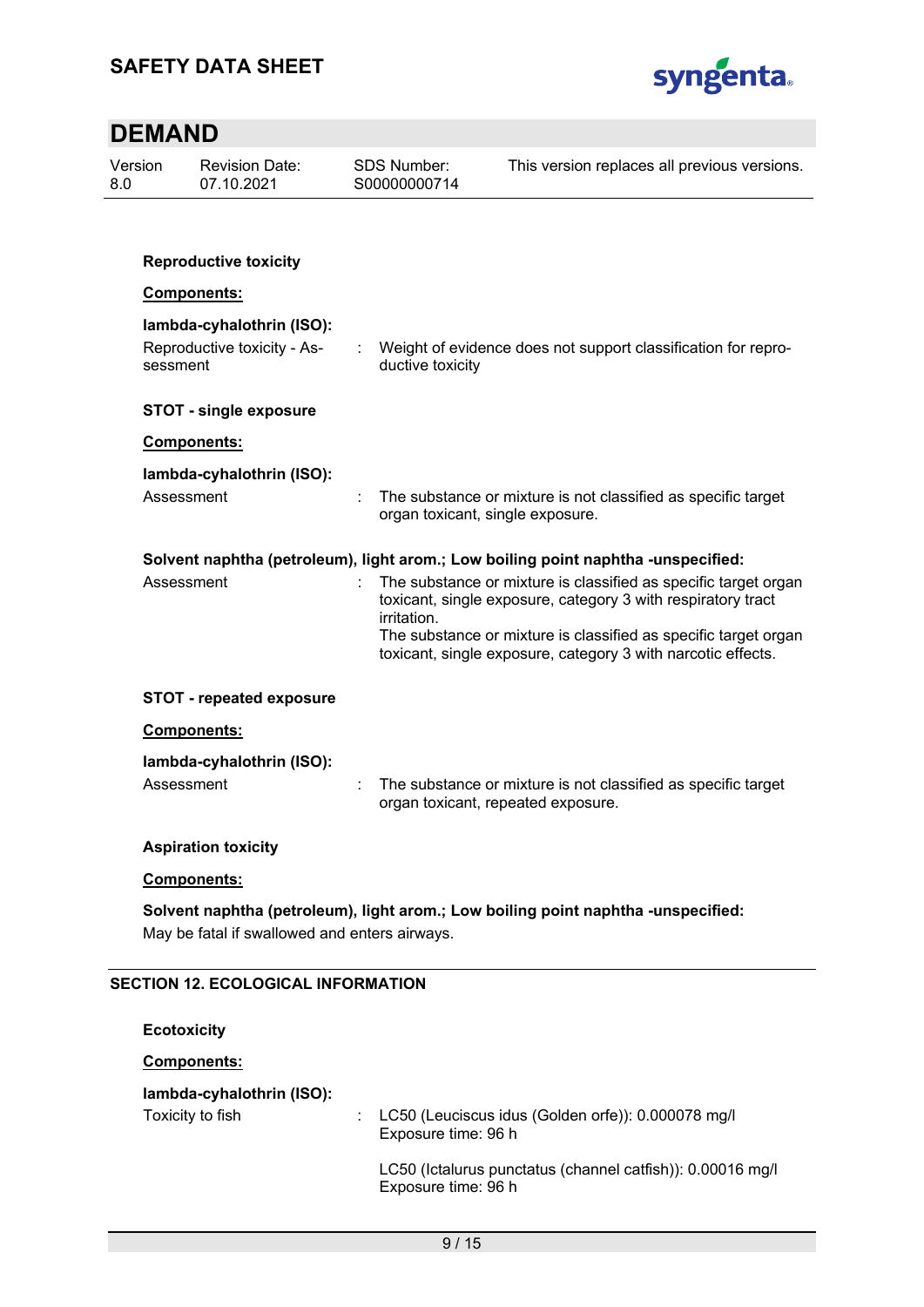**Reproductive toxicity**

**Components:**

**lambda-cyhalothrin (ISO):**

Reproductive toxicity - Assessment : Weight of evidence does not support classification for reproductive toxicity

**STOT - single exposure**

**Components:**

**lambda-cyhalothrin (ISO):**

Assessment : The substance or mixture is not classified as specific target organ toxicant, single exposure.

**Solvent naphtha (petroleum), light arom.; Low boiling point naphtha -unspecified:**

Assessment : The substance or mixture is classified as specific target organ toxicant, single exposure, category 3 with respiratory tract irritation.
The substance or mixture is classified as specific target organ toxicant, single exposure, category 3 with narcotic effects.

**STOT - repeated exposure**

**Components:**

**lambda-cyhalothrin (ISO):**

Assessment : The substance or mixture is not classified as specific target organ toxicant, repeated exposure.

**Aspiration toxicity**

**Components:**

**Solvent naphtha (petroleum), light arom.; Low boiling point naphtha -unspecified:**

May be fatal if swallowed and enters airways.

## SECTION 12. ECOLOGICAL INFORMATION

**Ecotoxicity**

**Components:**

**lambda-cyhalothrin (ISO):**

Toxicity to fish : LC50 (Leuciscus idus (Golden orfe)): 0.000078 mg/l
Exposure time: 96 h

LC50 (Ictalurus punctatus (channel catfish)): 0.00016 mg/l
Exposure time: 96 h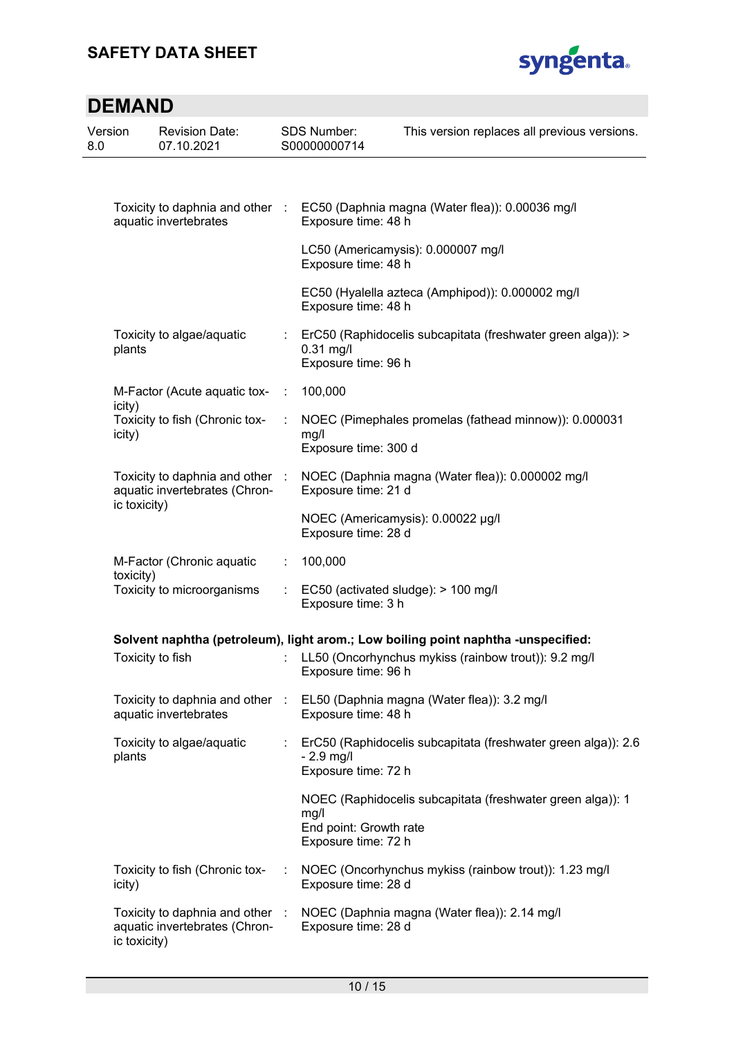| | | |
|---|---|---|
| Toxicity to daphnia and other aquatic invertebrates | : | EC50 (Daphnia magna (Water flea)): 0.00036 mg/l<br>Exposure time: 48 h |
| | | LC50 (Americamysis): 0.000007 mg/l<br>Exposure time: 48 h |
| | | EC50 (Hyalella azteca (Amphipod)): 0.000002 mg/l<br>Exposure time: 48 h |
| Toxicity to algae/aquatic plants | : | ErC50 (Raphidocelis subcapitata (freshwater green alga)): > 0.31 mg/l<br>Exposure time: 96 h |
| M-Factor (Acute aquatic toxicity) | : | 100,000 |
| Toxicity to fish (Chronic toxicity) | : | NOEC (Pimephales promelas (fathead minnow)): 0.000031 mg/l<br>Exposure time: 300 d |
| Toxicity to daphnia and other aquatic invertebrates (Chronic toxicity) | : | NOEC (Daphnia magna (Water flea)): 0.000002 mg/l<br>Exposure time: 21 d |
| | | NOEC (Americamysis): 0.00022 µg/l<br>Exposure time: 28 d |
| M-Factor (Chronic aquatic toxicity) | : | 100,000 |
| Toxicity to microorganisms | : | EC50 (activated sludge): > 100 mg/l<br>Exposure time: 3 h |

**Solvent naphtha (petroleum), light arom.; Low boiling point naphtha -unspecified:**

| | | |
|---|---|---|
| Toxicity to fish | : | LL50 (Oncorhynchus mykiss (rainbow trout)): 9.2 mg/l<br>Exposure time: 96 h |
| Toxicity to daphnia and other aquatic invertebrates | : | EL50 (Daphnia magna (Water flea)): 3.2 mg/l<br>Exposure time: 48 h |
| Toxicity to algae/aquatic plants | : | ErC50 (Raphidocelis subcapitata (freshwater green alga)): 2.6 - 2.9 mg/l<br>Exposure time: 72 h |
| | | NOEC (Raphidocelis subcapitata (freshwater green alga)): 1 mg/l<br>End point: Growth rate<br>Exposure time: 72 h |
| Toxicity to fish (Chronic toxicity) | : | NOEC (Oncorhynchus mykiss (rainbow trout)): 1.23 mg/l<br>Exposure time: 28 d |
| Toxicity to daphnia and other aquatic invertebrates (Chronic toxicity) | : | NOEC (Daphnia magna (Water flea)): 2.14 mg/l<br>Exposure time: 28 d |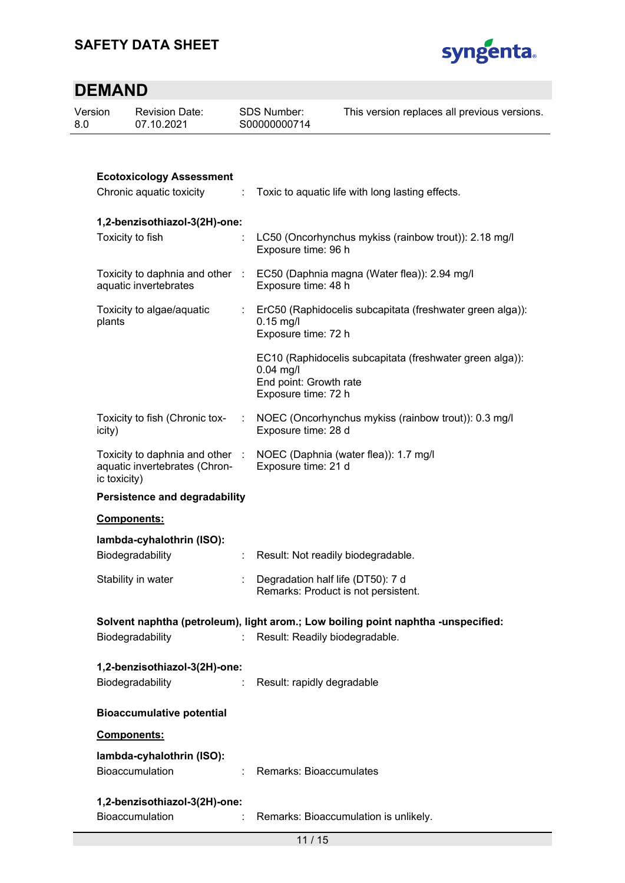**Ecotoxicology Assessment**

Chronic aquatic toxicity : Toxic to aquatic life with long lasting effects.

**1,2-benzisothiazol-3(2H)-one:**

| | |
|---|---|
| Toxicity to fish | : LC50 (Oncorhynchus mykiss (rainbow trout)): 2.18 mg/l<br>Exposure time: 96 h |
| Toxicity to daphnia and other aquatic invertebrates | : EC50 (Daphnia magna (Water flea)): 2.94 mg/l<br>Exposure time: 48 h |
| Toxicity to algae/aquatic plants | : ErC50 (Raphidocelis subcapitata (freshwater green alga)): 0.15 mg/l<br>Exposure time: 72 h |
| | EC10 (Raphidocelis subcapitata (freshwater green alga)): 0.04 mg/l<br>End point: Growth rate<br>Exposure time: 72 h |
| Toxicity to fish (Chronic toxicity) | : NOEC (Oncorhynchus mykiss (rainbow trout)): 0.3 mg/l<br>Exposure time: 28 d |
| Toxicity to daphnia and other aquatic invertebrates (Chronic toxicity) | : NOEC (Daphnia (water flea)): 1.7 mg/l<br>Exposure time: 21 d |

**Persistence and degradability**

**Components:**

**lambda-cyhalothrin (ISO):**

| | |
|---|---|
| Biodegradability | : Result: Not readily biodegradable. |
| Stability in water | : Degradation half life (DT50): 7 d<br>Remarks: Product is not persistent. |

**Solvent naphtha (petroleum), light arom.; Low boiling point naphtha -unspecified:**

Biodegradability : Result: Readily biodegradable.

**1,2-benzisothiazol-3(2H)-one:**

Biodegradability : Result: rapidly degradable

**Bioaccumulative potential**

**Components:**

**lambda-cyhalothrin (ISO):**

Bioaccumulation : Remarks: Bioaccumulates

**1,2-benzisothiazol-3(2H)-one:**

Bioaccumulation : Remarks: Bioaccumulation is unlikely.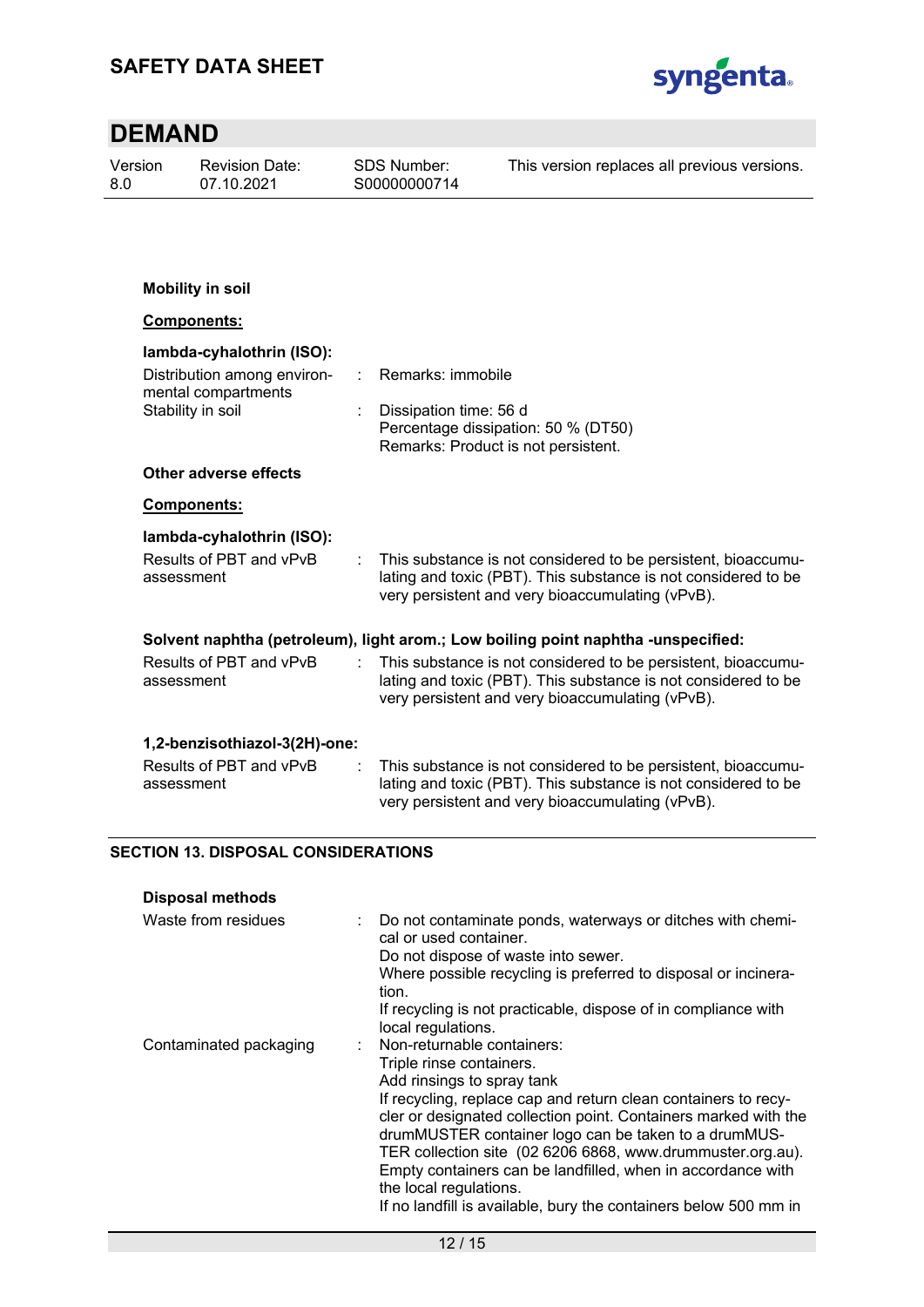**Mobility in soil**

**Components:**

**lambda-cyhalothrin (ISO):**

| | | |
|---|---|---|
| Distribution among environmental compartments | : | Remarks: immobile |
| Stability in soil | : | Dissipation time: 56 d<br>Percentage dissipation: 50 % (DT50)<br>Remarks: Product is not persistent. |

**Other adverse effects**

**Components:**

**lambda-cyhalothrin (ISO):**

| | | |
|---|---|---|
| Results of PBT and vPvB assessment | : | This substance is not considered to be persistent, bioaccumulating and toxic (PBT). This substance is not considered to be very persistent and very bioaccumulating (vPvB). |

**Solvent naphtha (petroleum), light arom.; Low boiling point naphtha -unspecified:**

| | | |
|---|---|---|
| Results of PBT and vPvB assessment | : | This substance is not considered to be persistent, bioaccumulating and toxic (PBT). This substance is not considered to be very persistent and very bioaccumulating (vPvB). |

**1,2-benzisothiazol-3(2H)-one:**

| | | |
|---|---|---|
| Results of PBT and vPvB assessment | : | This substance is not considered to be persistent, bioaccumulating and toxic (PBT). This substance is not considered to be very persistent and very bioaccumulating (vPvB). |

## SECTION 13. DISPOSAL CONSIDERATIONS

**Disposal methods**

| | | |
|---|---|---|
| Waste from residues | : | Do not contaminate ponds, waterways or ditches with chemical or used container.<br>Do not dispose of waste into sewer.<br>Where possible recycling is preferred to disposal or incineration.<br>If recycling is not practicable, dispose of in compliance with local regulations. |
| Contaminated packaging | : | Non-returnable containers:<br>Triple rinse containers.<br>Add rinsings to spray tank<br>If recycling, replace cap and return clean containers to recycler or designated collection point. Containers marked with the drumMUSTER container logo can be taken to a drumMUSTER collection site (02 6206 6868, www.drummuster.org.au).<br>Empty containers can be landfilled, when in accordance with the local regulations.<br>If no landfill is available, bury the containers below 500 mm in |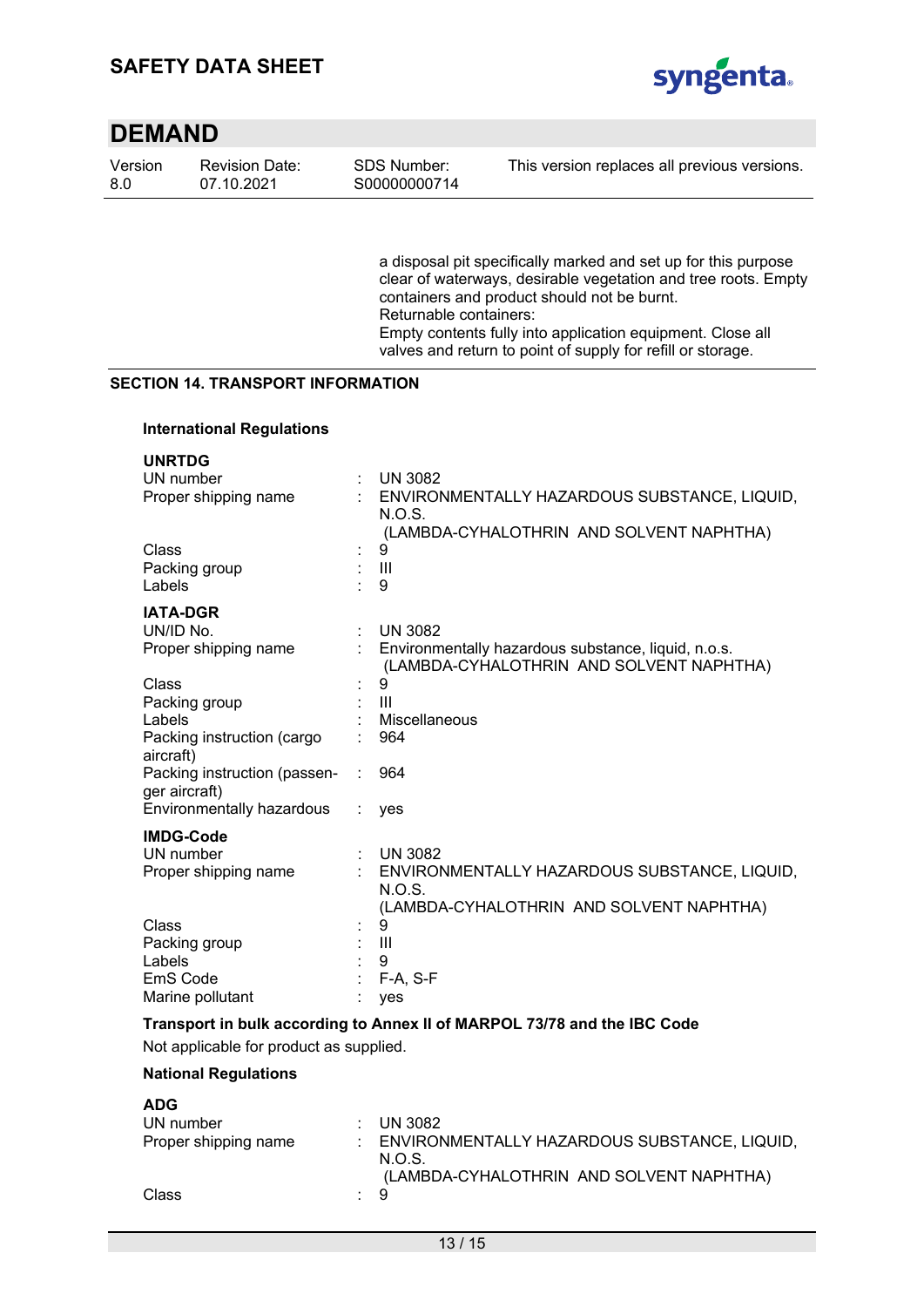a disposal pit specifically marked and set up for this purpose clear of waterways, desirable vegetation and tree roots. Empty containers and product should not be burnt.
Returnable containers:
Empty contents fully into application equipment. Close all valves and return to point of supply for refill or storage.

## SECTION 14. TRANSPORT INFORMATION

### International Regulations

**UNRTDG**

| | | |
|---|---|---|
| UN number | : | UN 3082 |
| Proper shipping name | : | ENVIRONMENTALLY HAZARDOUS SUBSTANCE, LIQUID, N.O.S. (LAMBDA-CYHALOTHRIN AND SOLVENT NAPHTHA) |
| Class | : | 9 |
| Packing group | : | III |
| Labels | : | 9 |

**IATA-DGR**

| | | |
|---|---|---|
| UN/ID No. | : | UN 3082 |
| Proper shipping name | : | Environmentally hazardous substance, liquid, n.o.s. (LAMBDA-CYHALOTHRIN AND SOLVENT NAPHTHA) |
| Class | : | 9 |
| Packing group | : | III |
| Labels | : | Miscellaneous |
| Packing instruction (cargo aircraft) | : | 964 |
| Packing instruction (passenger aircraft) | : | 964 |
| Environmentally hazardous | : | yes |

**IMDG-Code**

| | | |
|---|---|---|
| UN number | : | UN 3082 |
| Proper shipping name | : | ENVIRONMENTALLY HAZARDOUS SUBSTANCE, LIQUID, N.O.S. (LAMBDA-CYHALOTHRIN AND SOLVENT NAPHTHA) |
| Class | : | 9 |
| Packing group | : | III |
| Labels | : | 9 |
| EmS Code | : | F-A, S-F |
| Marine pollutant | : | yes |

**Transport in bulk according to Annex II of MARPOL 73/78 and the IBC Code**

Not applicable for product as supplied.

### National Regulations

**ADG**

| | | |
|---|---|---|
| UN number | : | UN 3082 |
| Proper shipping name | : | ENVIRONMENTALLY HAZARDOUS SUBSTANCE, LIQUID, N.O.S. (LAMBDA-CYHALOTHRIN AND SOLVENT NAPHTHA) |
| Class | : | 9 |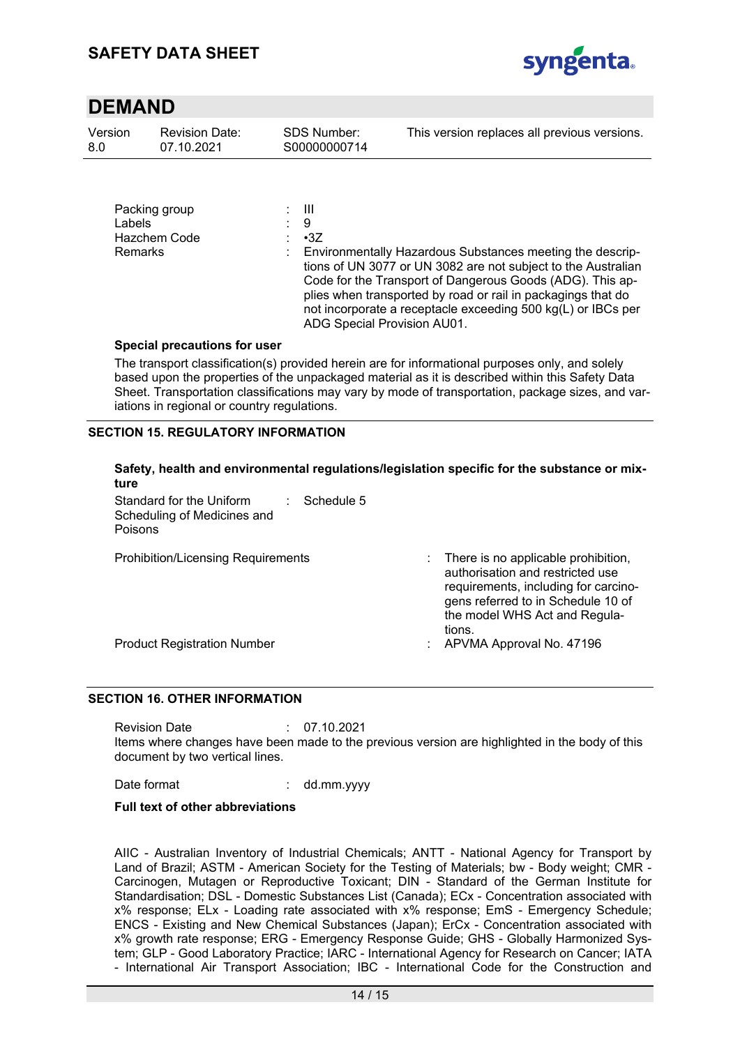| | | |
|---|---|---|
| Packing group | : | III |
| Labels | : | 9 |
| Hazchem Code | : | •3Z |
| Remarks | : | Environmentally Hazardous Substances meeting the descriptions of UN 3077 or UN 3082 are not subject to the Australian Code for the Transport of Dangerous Goods (ADG). This applies when transported by road or rail in packagings that do not incorporate a receptacle exceeding 500 kg(L) or IBCs per ADG Special Provision AU01. |

**Special precautions for user**

The transport classification(s) provided herein are for informational purposes only, and solely based upon the properties of the unpackaged material as it is described within this Safety Data Sheet. Transportation classifications may vary by mode of transportation, package sizes, and variations in regional or country regulations.

## SECTION 15. REGULATORY INFORMATION

**Safety, health and environmental regulations/legislation specific for the substance or mixture**

| | | |
|---|---|---|
| Standard for the Uniform Scheduling of Medicines and Poisons | : | Schedule 5 |
| Prohibition/Licensing Requirements | : | There is no applicable prohibition, authorisation and restricted use requirements, including for carcinogens referred to in Schedule 10 of the model WHS Act and Regulations. |
| Product Registration Number | : | APVMA Approval No. 47196 |

## SECTION 16. OTHER INFORMATION

Revision Date : 07.10.2021

Items where changes have been made to the previous version are highlighted in the body of this document by two vertical lines.

Date format : dd.mm.yyyy

**Full text of other abbreviations**

AIIC - Australian Inventory of Industrial Chemicals; ANTT - National Agency for Transport by Land of Brazil; ASTM - American Society for the Testing of Materials; bw - Body weight; CMR - Carcinogen, Mutagen or Reproductive Toxicant; DIN - Standard of the German Institute for Standardisation; DSL - Domestic Substances List (Canada); ECx - Concentration associated with x% response; ELx - Loading rate associated with x% response; EmS - Emergency Schedule; ENCS - Existing and New Chemical Substances (Japan); ErCx - Concentration associated with x% growth rate response; ERG - Emergency Response Guide; GHS - Globally Harmonized System; GLP - Good Laboratory Practice; IARC - International Agency for Research on Cancer; IATA - International Air Transport Association; IBC - International Code for the Construction and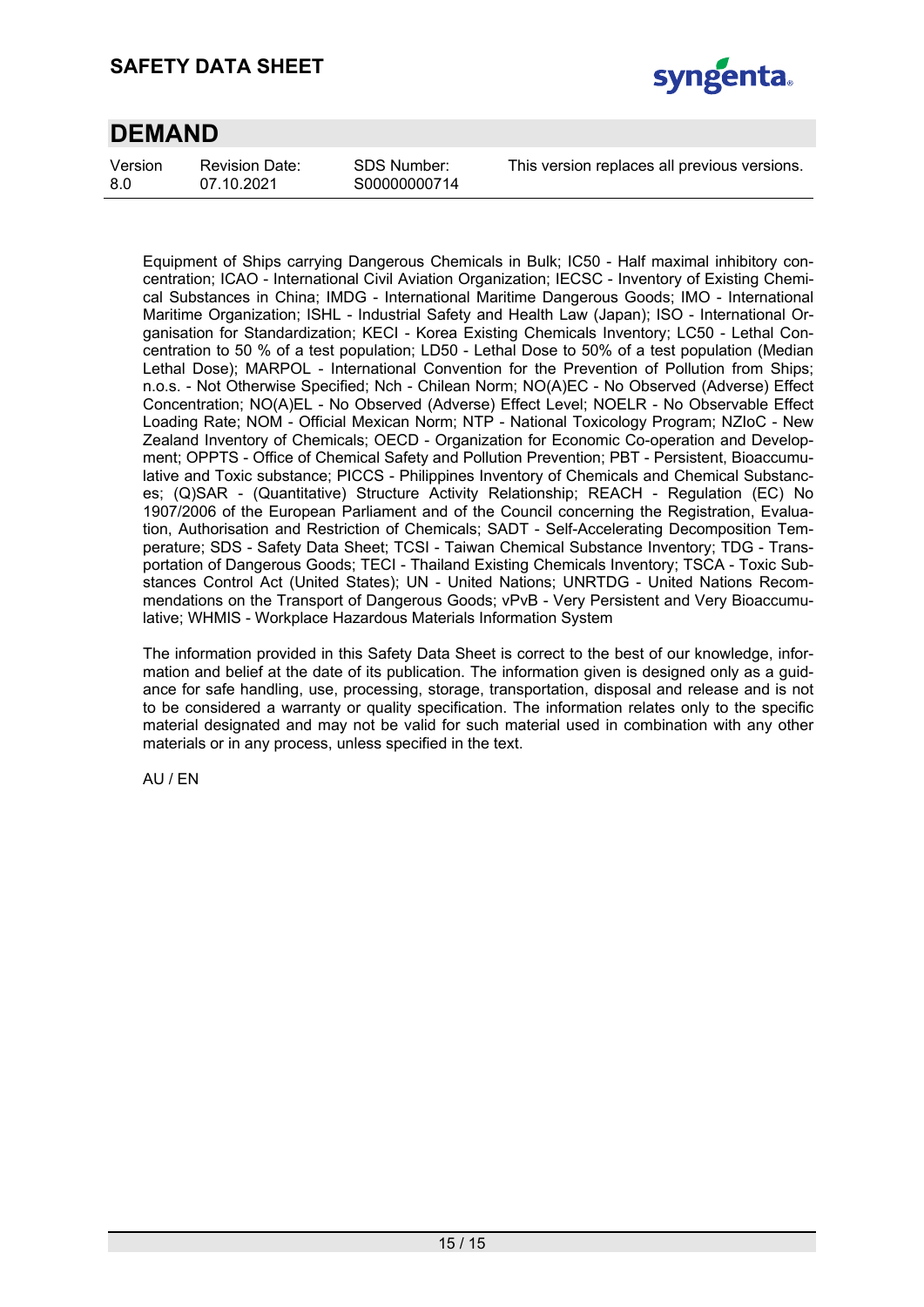Equipment of Ships carrying Dangerous Chemicals in Bulk; IC50 - Half maximal inhibitory concentration; ICAO - International Civil Aviation Organization; IECSC - Inventory of Existing Chemical Substances in China; IMDG - International Maritime Dangerous Goods; IMO - International Maritime Organization; ISHL - Industrial Safety and Health Law (Japan); ISO - International Organisation for Standardization; KECI - Korea Existing Chemicals Inventory; LC50 - Lethal Concentration to 50 % of a test population; LD50 - Lethal Dose to 50% of a test population (Median Lethal Dose); MARPOL - International Convention for the Prevention of Pollution from Ships; n.o.s. - Not Otherwise Specified; Nch - Chilean Norm; NO(A)EC - No Observed (Adverse) Effect Concentration; NO(A)EL - No Observed (Adverse) Effect Level; NOELR - No Observable Effect Loading Rate; NOM - Official Mexican Norm; NTP - National Toxicology Program; NZIoC - New Zealand Inventory of Chemicals; OECD - Organization for Economic Co-operation and Development; OPPTS - Office of Chemical Safety and Pollution Prevention; PBT - Persistent, Bioaccumulative and Toxic substance; PICCS - Philippines Inventory of Chemicals and Chemical Substances; (Q)SAR - (Quantitative) Structure Activity Relationship; REACH - Regulation (EC) No 1907/2006 of the European Parliament and of the Council concerning the Registration, Evaluation, Authorisation and Restriction of Chemicals; SADT - Self-Accelerating Decomposition Temperature; SDS - Safety Data Sheet; TCSI - Taiwan Chemical Substance Inventory; TDG - Transportation of Dangerous Goods; TECI - Thailand Existing Chemicals Inventory; TSCA - Toxic Substances Control Act (United States); UN - United Nations; UNRTDG - United Nations Recommendations on the Transport of Dangerous Goods; vPvB - Very Persistent and Very Bioaccumulative; WHMIS - Workplace Hazardous Materials Information System

The information provided in this Safety Data Sheet is correct to the best of our knowledge, information and belief at the date of its publication. The information given is designed only as a guidance for safe handling, use, processing, storage, transportation, disposal and release and is not to be considered a warranty or quality specification. The information relates only to the specific material designated and may not be valid for such material used in combination with any other materials or in any process, unless specified in the text.

AU / EN